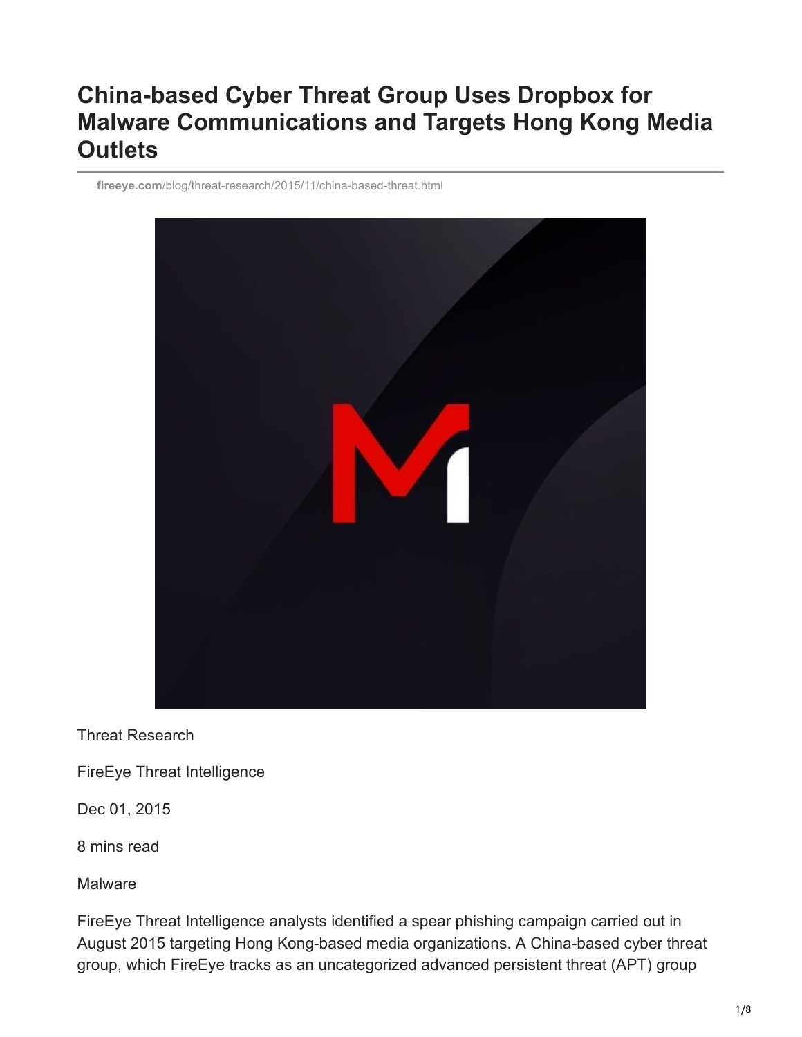# China-based Cyber Threat Group Uses Dropbox for Malware Communications and Targets Hong Kong Media Outlets

fireeye.com/blog/threat-research/2015/11/china-based-threat.html

Threat Research

FireEye Threat Intelligence

Dec 01, 2015

8 mins read

Malware

FireEye Threat Intelligence analysts identified a spear phishing campaign carried out in August 2015 targeting Hong Kong-based media organizations. A China-based cyber threat group, which FireEye tracks as an uncategorized advanced persistent threat (APT) group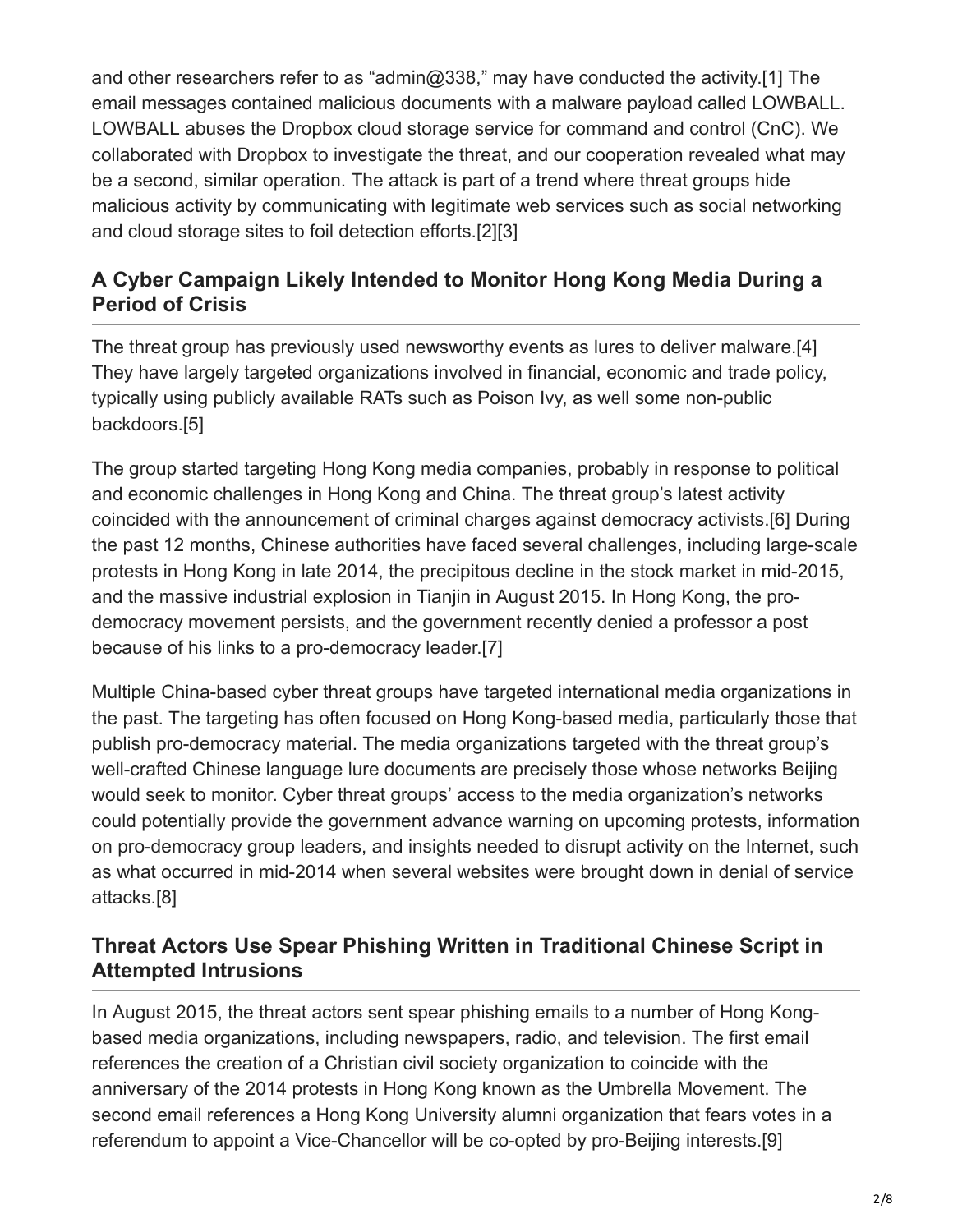and other researchers refer to as "admin@338," may have conducted the activity.[1] The email messages contained malicious documents with a malware payload called LOWBALL. LOWBALL abuses the Dropbox cloud storage service for command and control (CnC). We collaborated with Dropbox to investigate the threat, and our cooperation revealed what may be a second, similar operation. The attack is part of a trend where threat groups hide malicious activity by communicating with legitimate web services such as social networking and cloud storage sites to foil detection efforts.[2][3]

## A Cyber Campaign Likely Intended to Monitor Hong Kong Media During a Period of Crisis

The threat group has previously used newsworthy events as lures to deliver malware.[4] They have largely targeted organizations involved in financial, economic and trade policy, typically using publicly available RATs such as Poison Ivy, as well some non-public backdoors.[5]

The group started targeting Hong Kong media companies, probably in response to political and economic challenges in Hong Kong and China. The threat group's latest activity coincided with the announcement of criminal charges against democracy activists.[6] During the past 12 months, Chinese authorities have faced several challenges, including large-scale protests in Hong Kong in late 2014, the precipitous decline in the stock market in mid-2015, and the massive industrial explosion in Tianjin in August 2015. In Hong Kong, the pro-democracy movement persists, and the government recently denied a professor a post because of his links to a pro-democracy leader.[7]

Multiple China-based cyber threat groups have targeted international media organizations in the past. The targeting has often focused on Hong Kong-based media, particularly those that publish pro-democracy material. The media organizations targeted with the threat group's well-crafted Chinese language lure documents are precisely those whose networks Beijing would seek to monitor. Cyber threat groups' access to the media organization's networks could potentially provide the government advance warning on upcoming protests, information on pro-democracy group leaders, and insights needed to disrupt activity on the Internet, such as what occurred in mid-2014 when several websites were brought down in denial of service attacks.[8]

## Threat Actors Use Spear Phishing Written in Traditional Chinese Script in Attempted Intrusions

In August 2015, the threat actors sent spear phishing emails to a number of Hong Kong-based media organizations, including newspapers, radio, and television. The first email references the creation of a Christian civil society organization to coincide with the anniversary of the 2014 protests in Hong Kong known as the Umbrella Movement. The second email references a Hong Kong University alumni organization that fears votes in a referendum to appoint a Vice-Chancellor will be co-opted by pro-Beijing interests.[9]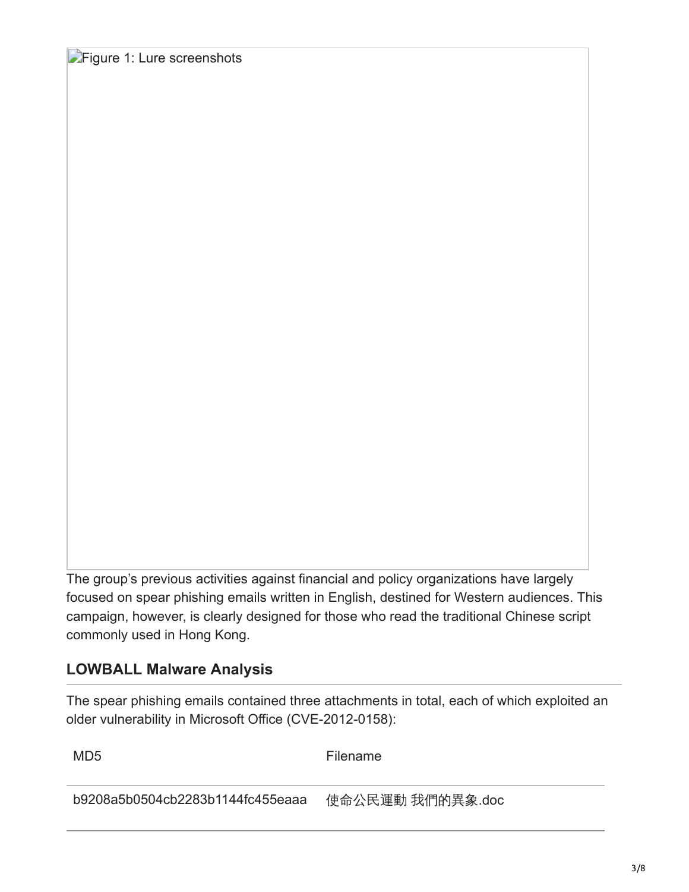Figure 1: Lure screenshots

The group's previous activities against financial and policy organizations have largely focused on spear phishing emails written in English, destined for Western audiences. This campaign, however, is clearly designed for those who read the traditional Chinese script commonly used in Hong Kong.

## LOWBALL Malware Analysis

The spear phishing emails contained three attachments in total, each of which exploited an older vulnerability in Microsoft Office (CVE-2012-0158):

| MD5 | Filename |
| --- | --- |
| b9208a5b0504cb2283b1144fc455eaaa | 使命公民運動 我們的異象.doc |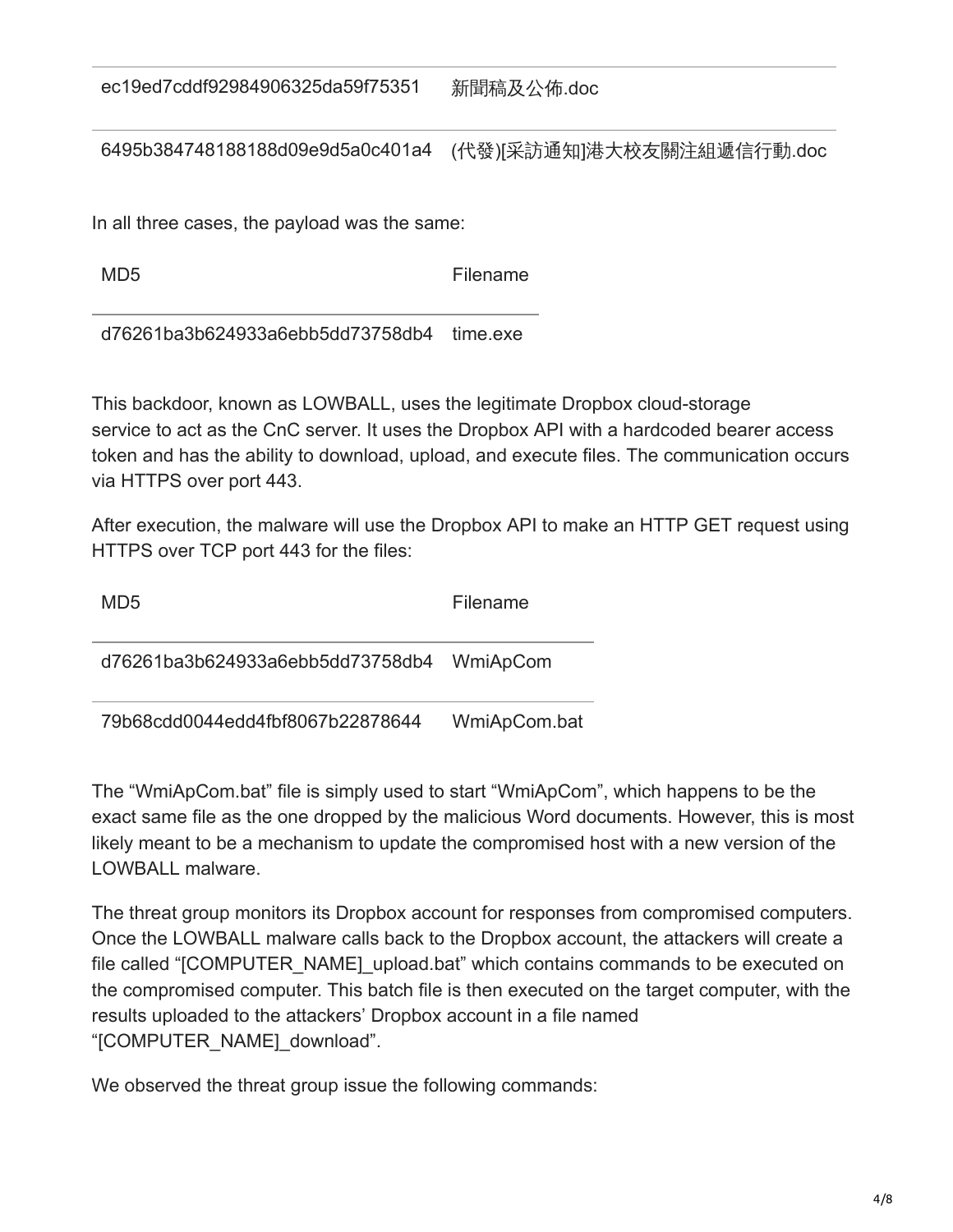| | |
|---|---|
| ec19ed7cddf92984906325da59f75351 | 新聞稿及公佈.doc |
| 6495b384748188188d09e9d5a0c401a4 | (代發)[采訪通知]港大校友關注組遞信行動.doc |

In all three cases, the payload was the same:

| MD5 | Filename |
|---|---|
| d76261ba3b624933a6ebb5dd73758db4 | time.exe |

This backdoor, known as LOWBALL, uses the legitimate Dropbox cloud-storage service to act as the CnC server. It uses the Dropbox API with a hardcoded bearer access token and has the ability to download, upload, and execute files. The communication occurs via HTTPS over port 443.

After execution, the malware will use the Dropbox API to make an HTTP GET request using HTTPS over TCP port 443 for the files:

| MD5 | Filename |
|---|---|
| d76261ba3b624933a6ebb5dd73758db4 | WmiApCom |
| 79b68cdd0044edd4fbf8067b22878644 | WmiApCom.bat |

The "WmiApCom.bat" file is simply used to start "WmiApCom", which happens to be the exact same file as the one dropped by the malicious Word documents. However, this is most likely meant to be a mechanism to update the compromised host with a new version of the LOWBALL malware.

The threat group monitors its Dropbox account for responses from compromised computers. Once the LOWBALL malware calls back to the Dropbox account, the attackers will create a file called "[COMPUTER_NAME]_upload.bat" which contains commands to be executed on the compromised computer. This batch file is then executed on the target computer, with the results uploaded to the attackers' Dropbox account in a file named "[COMPUTER_NAME]_download".

We observed the threat group issue the following commands: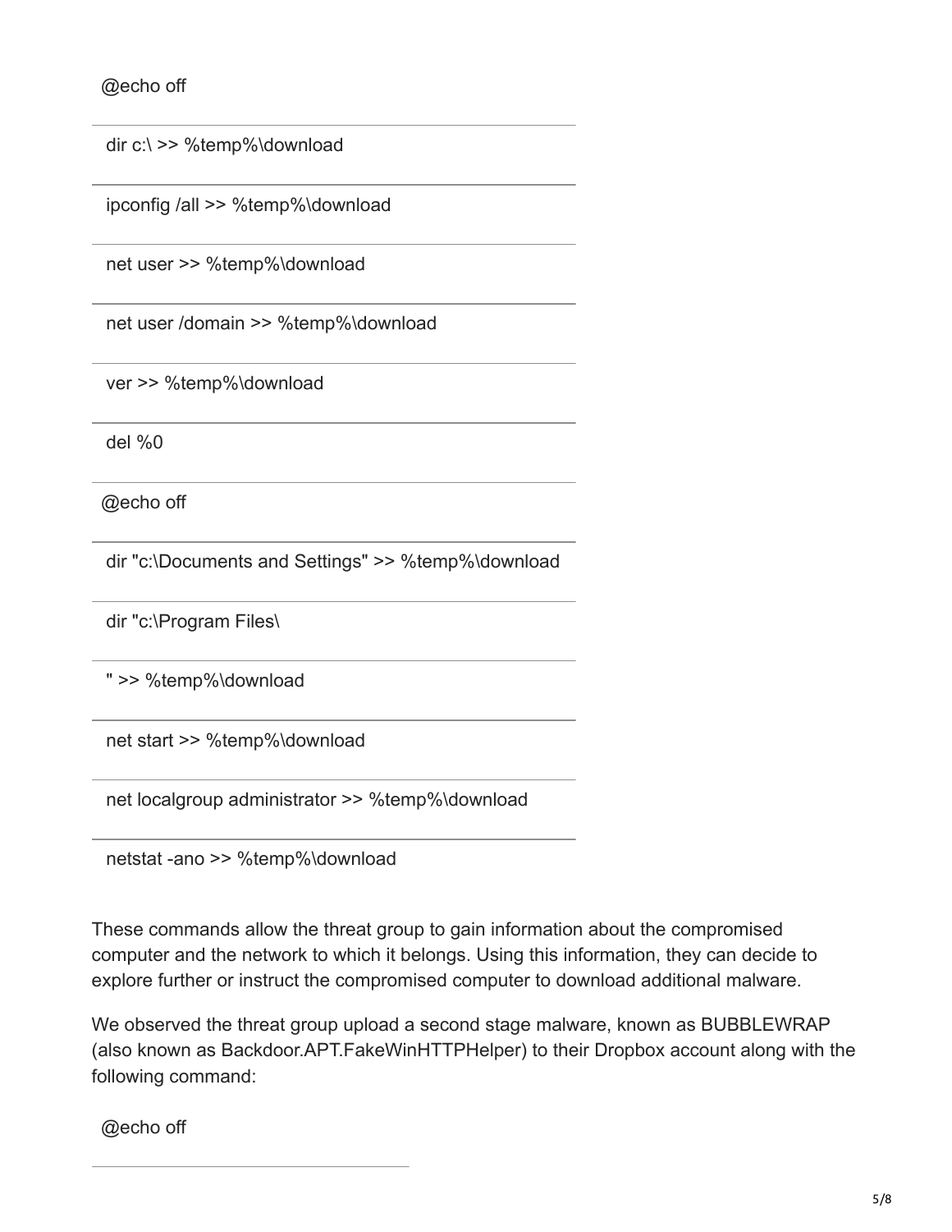```
@echo off
dir c:\ >> %temp%\download
ipconfig /all >> %temp%\download
net user >> %temp%\download
net user /domain >> %temp%\download
ver >> %temp%\download
del %0
```

```
@echo off
dir "c:\Documents and Settings" >> %temp%\download
dir "c:\Program Files\
" >> %temp%\download
net start >> %temp%\download
net localgroup administrator >> %temp%\download
netstat -ano >> %temp%\download
```

These commands allow the threat group to gain information about the compromised computer and the network to which it belongs. Using this information, they can decide to explore further or instruct the compromised computer to download additional malware.

We observed the threat group upload a second stage malware, known as BUBBLEWRAP (also known as Backdoor.APT.FakeWinHTTPHelper) to their Dropbox account along with the following command:

```
@echo off
```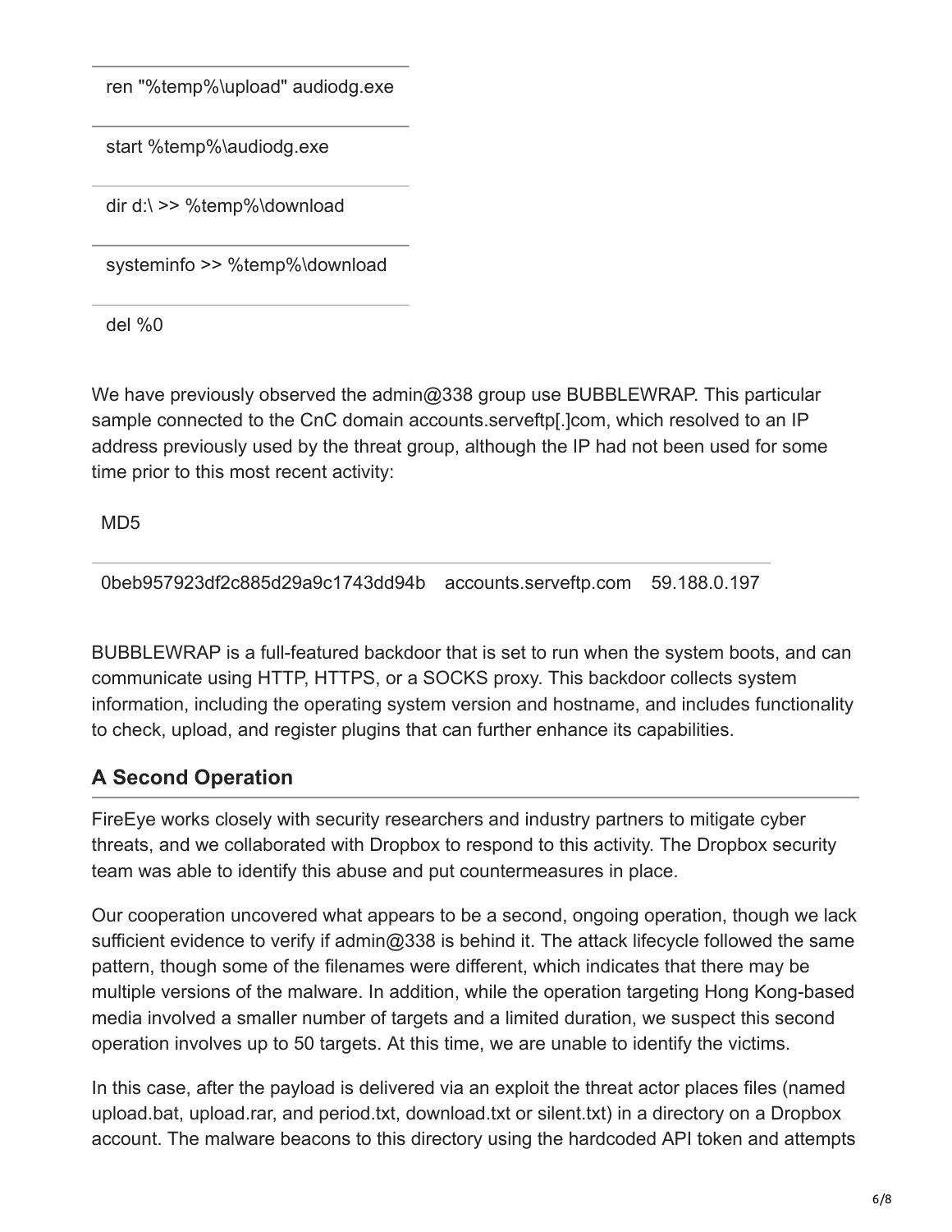| |
|---|
| ren "%temp%\upload" audiodg.exe |
| start %temp%\audiodg.exe |
| dir d:\ >> %temp%\download |
| systeminfo >> %temp%\download |
| del %0 |

We have previously observed the admin@338 group use BUBBLEWRAP. This particular sample connected to the CnC domain accounts.serveftp[.]com, which resolved to an IP address previously used by the threat group, although the IP had not been used for some time prior to this most recent activity:

| MD5 | | |
|---|---|---|
| 0beb957923df2c885d29a9c1743dd94b | accounts.serveftp.com | 59.188.0.197 |

BUBBLEWRAP is a full-featured backdoor that is set to run when the system boots, and can communicate using HTTP, HTTPS, or a SOCKS proxy. This backdoor collects system information, including the operating system version and hostname, and includes functionality to check, upload, and register plugins that can further enhance its capabilities.

## A Second Operation

FireEye works closely with security researchers and industry partners to mitigate cyber threats, and we collaborated with Dropbox to respond to this activity. The Dropbox security team was able to identify this abuse and put countermeasures in place.

Our cooperation uncovered what appears to be a second, ongoing operation, though we lack sufficient evidence to verify if admin@338 is behind it. The attack lifecycle followed the same pattern, though some of the filenames were different, which indicates that there may be multiple versions of the malware. In addition, while the operation targeting Hong Kong-based media involved a smaller number of targets and a limited duration, we suspect this second operation involves up to 50 targets. At this time, we are unable to identify the victims.

In this case, after the payload is delivered via an exploit the threat actor places files (named upload.bat, upload.rar, and period.txt, download.txt or silent.txt) in a directory on a Dropbox account. The malware beacons to this directory using the hardcoded API token and attempts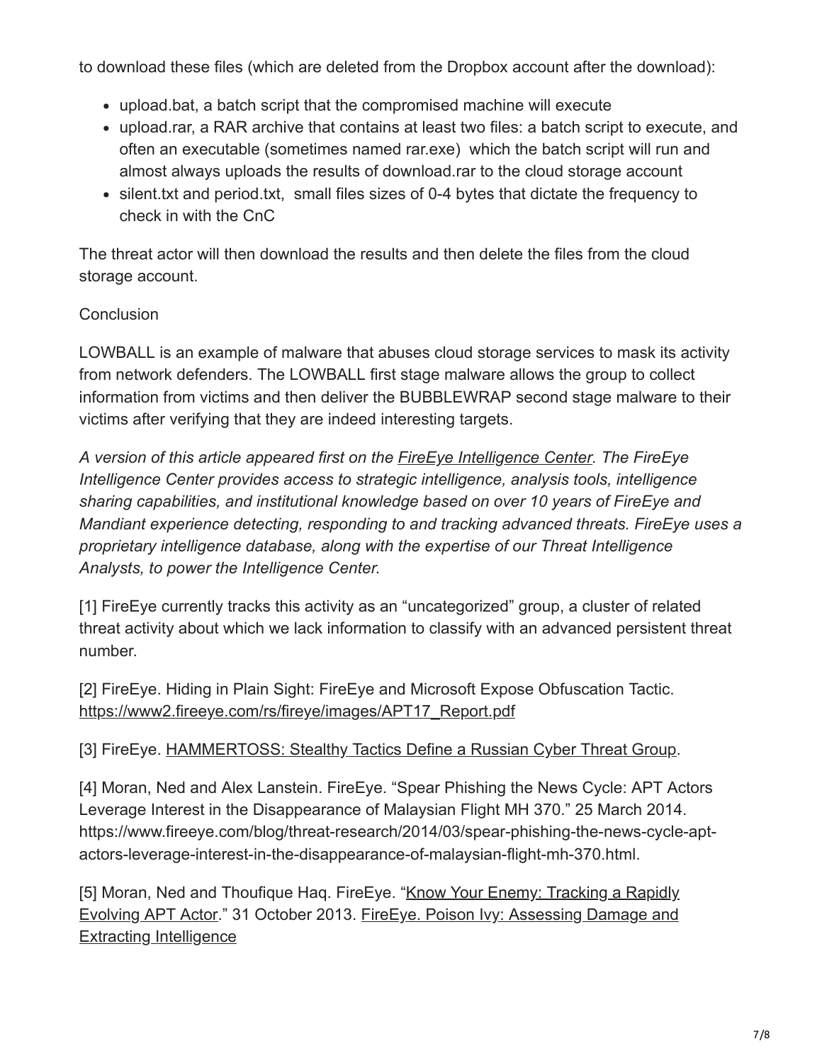to download these files (which are deleted from the Dropbox account after the download):

- upload.bat, a batch script that the compromised machine will execute
- upload.rar, a RAR archive that contains at least two files: a batch script to execute, and often an executable (sometimes named rar.exe) which the batch script will run and almost always uploads the results of download.rar to the cloud storage account
- silent.txt and period.txt, small files sizes of 0-4 bytes that dictate the frequency to check in with the CnC

The threat actor will then download the results and then delete the files from the cloud storage account.

Conclusion

LOWBALL is an example of malware that abuses cloud storage services to mask its activity from network defenders. The LOWBALL first stage malware allows the group to collect information from victims and then deliver the BUBBLEWRAP second stage malware to their victims after verifying that they are indeed interesting targets.

*A version of this article appeared first on the FireEye Intelligence Center. The FireEye Intelligence Center provides access to strategic intelligence, analysis tools, intelligence sharing capabilities, and institutional knowledge based on over 10 years of FireEye and Mandiant experience detecting, responding to and tracking advanced threats. FireEye uses a proprietary intelligence database, along with the expertise of our Threat Intelligence Analysts, to power the Intelligence Center.*

[1] FireEye currently tracks this activity as an "uncategorized" group, a cluster of related threat activity about which we lack information to classify with an advanced persistent threat number.

[2] FireEye. Hiding in Plain Sight: FireEye and Microsoft Expose Obfuscation Tactic. https://www2.fireeye.com/rs/fireye/images/APT17_Report.pdf

[3] FireEye. HAMMERTOSS: Stealthy Tactics Define a Russian Cyber Threat Group.

[4] Moran, Ned and Alex Lanstein. FireEye. "Spear Phishing the News Cycle: APT Actors Leverage Interest in the Disappearance of Malaysian Flight MH 370." 25 March 2014. https://www.fireeye.com/blog/threat-research/2014/03/spear-phishing-the-news-cycle-apt-actors-leverage-interest-in-the-disappearance-of-malaysian-flight-mh-370.html.

[5] Moran, Ned and Thoufique Haq. FireEye. "Know Your Enemy: Tracking a Rapidly Evolving APT Actor." 31 October 2013. FireEye. Poison Ivy: Assessing Damage and Extracting Intelligence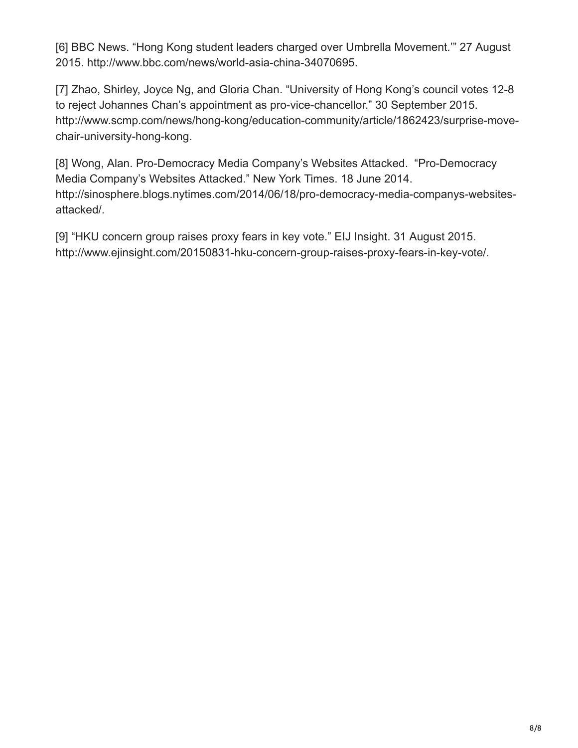[6] BBC News. “Hong Kong student leaders charged over Umbrella Movement.’” 27 August 2015. http://www.bbc.com/news/world-asia-china-34070695.

[7] Zhao, Shirley, Joyce Ng, and Gloria Chan. “University of Hong Kong’s council votes 12-8 to reject Johannes Chan’s appointment as pro-vice-chancellor.” 30 September 2015. http://www.scmp.com/news/hong-kong/education-community/article/1862423/surprise-move-chair-university-hong-kong.

[8] Wong, Alan. Pro-Democracy Media Company’s Websites Attacked. “Pro-Democracy Media Company’s Websites Attacked.” New York Times. 18 June 2014. http://sinosphere.blogs.nytimes.com/2014/06/18/pro-democracy-media-companys-websites-attacked/.

[9] “HKU concern group raises proxy fears in key vote.” EIJ Insight. 31 August 2015. http://www.ejinsight.com/20150831-hku-concern-group-raises-proxy-fears-in-key-vote/.